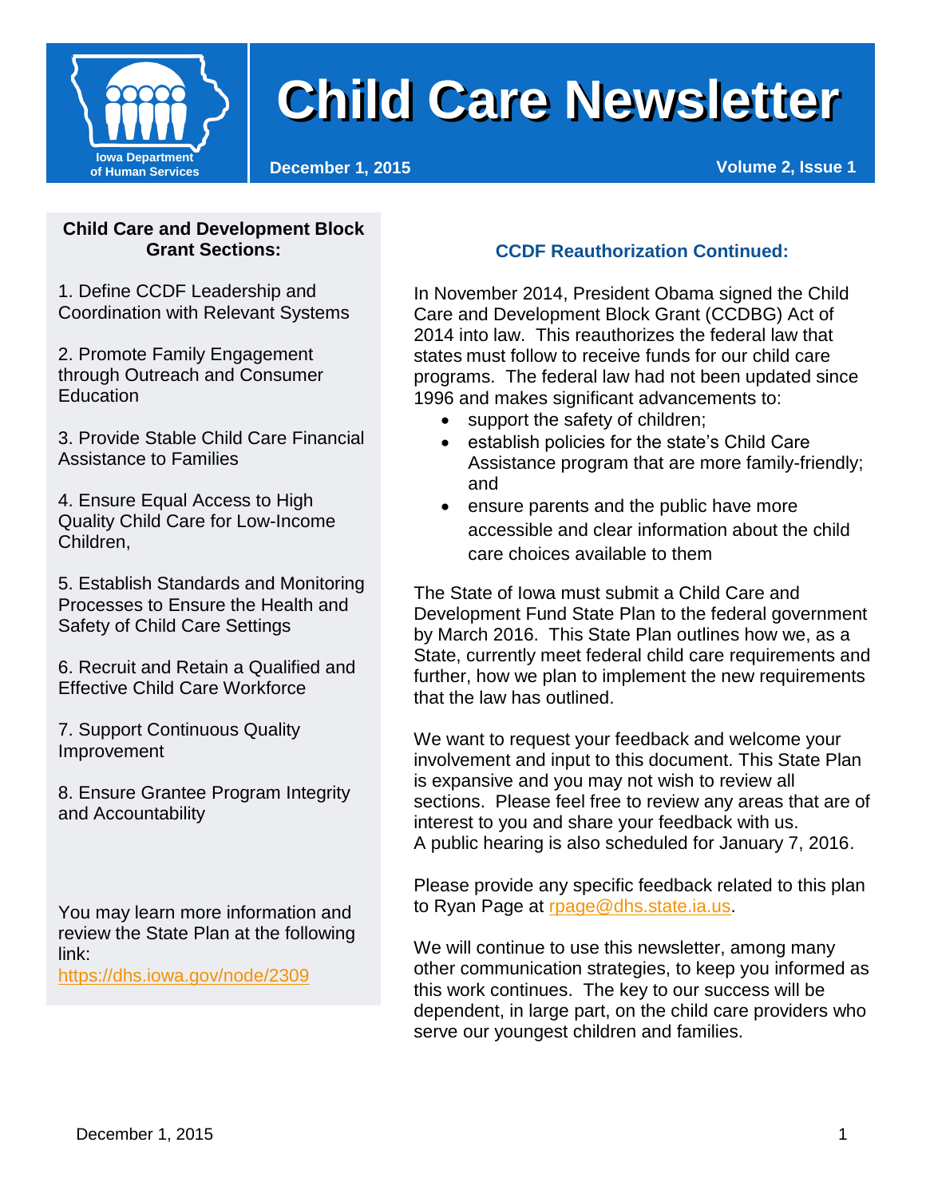# Child Care Newsletter

Iowa Department of Human Services

December 1, 2015 — Volume 2, Issue 1

## CCDF Reauthorization Continued:

In November 2014, President Obama signed the Child Care and Development Block Grant (CCDBG) Act of 2014 into law. This reauthorizes the federal law that states must follow to receive funds for our child care programs. The federal law had not been updated since 1996 and makes significant advancements to:

- support the safety of children;
- establish policies for the state's Child Care Assistance program that are more family-friendly; and
- ensure parents and the public have more accessible and clear information about the child care choices available to them

The State of Iowa must submit a Child Care and Development Fund State Plan to the federal government by March 2016. This State Plan outlines how we, as a State, currently meet federal child care requirements and further, how we plan to implement the new requirements that the law has outlined.

We want to request your feedback and welcome your involvement and input to this document. This State Plan is expansive and you may not wish to review all sections. Please feel free to review any areas that are of interest to you and share your feedback with us. A public hearing is also scheduled for January 7, 2016.

Please provide any specific feedback related to this plan to Ryan Page at rpage@dhs.state.ia.us.

We will continue to use this newsletter, among many other communication strategies, to keep you informed as this work continues. The key to our success will be dependent, in large part, on the child care providers who serve our youngest children and families.

**Child Care and Development Block Grant Sections:**

1. Define CCDF Leadership and Coordination with Relevant Systems
2. Promote Family Engagement through Outreach and Consumer Education
3. Provide Stable Child Care Financial Assistance to Families
4. Ensure Equal Access to High Quality Child Care for Low-Income Children,
5. Establish Standards and Monitoring Processes to Ensure the Health and Safety of Child Care Settings
6. Recruit and Retain a Qualified and Effective Child Care Workforce
7. Support Continuous Quality Improvement
8. Ensure Grantee Program Integrity and Accountability

You may learn more information and review the State Plan at the following link: https://dhs.iowa.gov/node/2309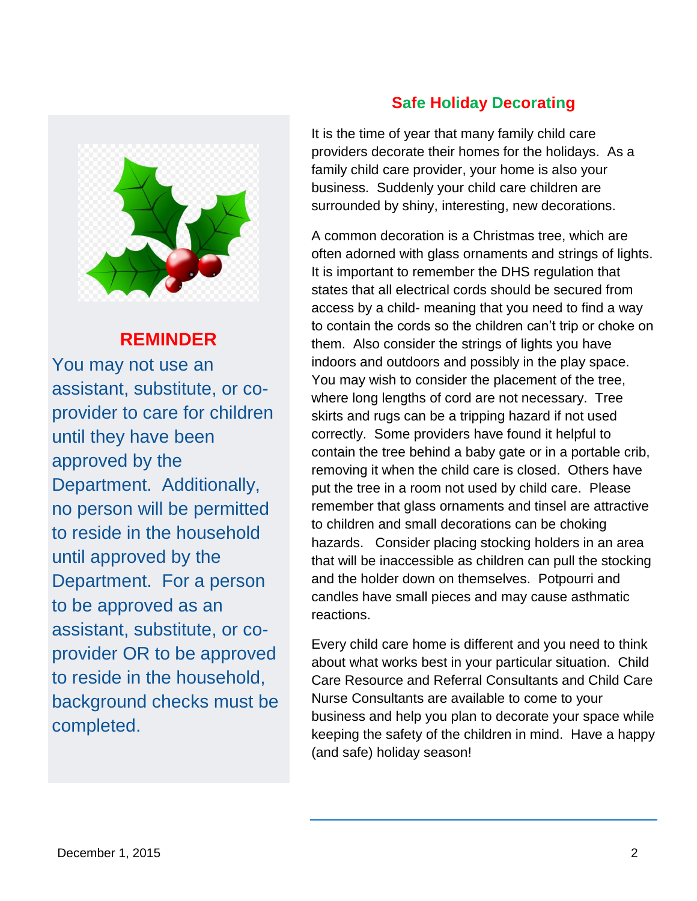## REMINDER

You may not use an assistant, substitute, or co-provider to care for children until they have been approved by the Department. Additionally, no person will be permitted to reside in the household until approved by the Department. For a person to be approved as an assistant, substitute, or co-provider OR to be approved to reside in the household, background checks must be completed.

## Safe Holiday Decorating

It is the time of year that many family child care providers decorate their homes for the holidays. As a family child care provider, your home is also your business. Suddenly your child care children are surrounded by shiny, interesting, new decorations.

A common decoration is a Christmas tree, which are often adorned with glass ornaments and strings of lights. It is important to remember the DHS regulation that states that all electrical cords should be secured from access by a child- meaning that you need to find a way to contain the cords so the children can't trip or choke on them. Also consider the strings of lights you have indoors and outdoors and possibly in the play space. You may wish to consider the placement of the tree, where long lengths of cord are not necessary. Tree skirts and rugs can be a tripping hazard if not used correctly. Some providers have found it helpful to contain the tree behind a baby gate or in a portable crib, removing it when the child care is closed. Others have put the tree in a room not used by child care. Please remember that glass ornaments and tinsel are attractive to children and small decorations can be choking hazards. Consider placing stocking holders in an area that will be inaccessible as children can pull the stocking and the holder down on themselves. Potpourri and candles have small pieces and may cause asthmatic reactions.

Every child care home is different and you need to think about what works best in your particular situation. Child Care Resource and Referral Consultants and Child Care Nurse Consultants are available to come to your business and help you plan to decorate your space while keeping the safety of the children in mind. Have a happy (and safe) holiday season!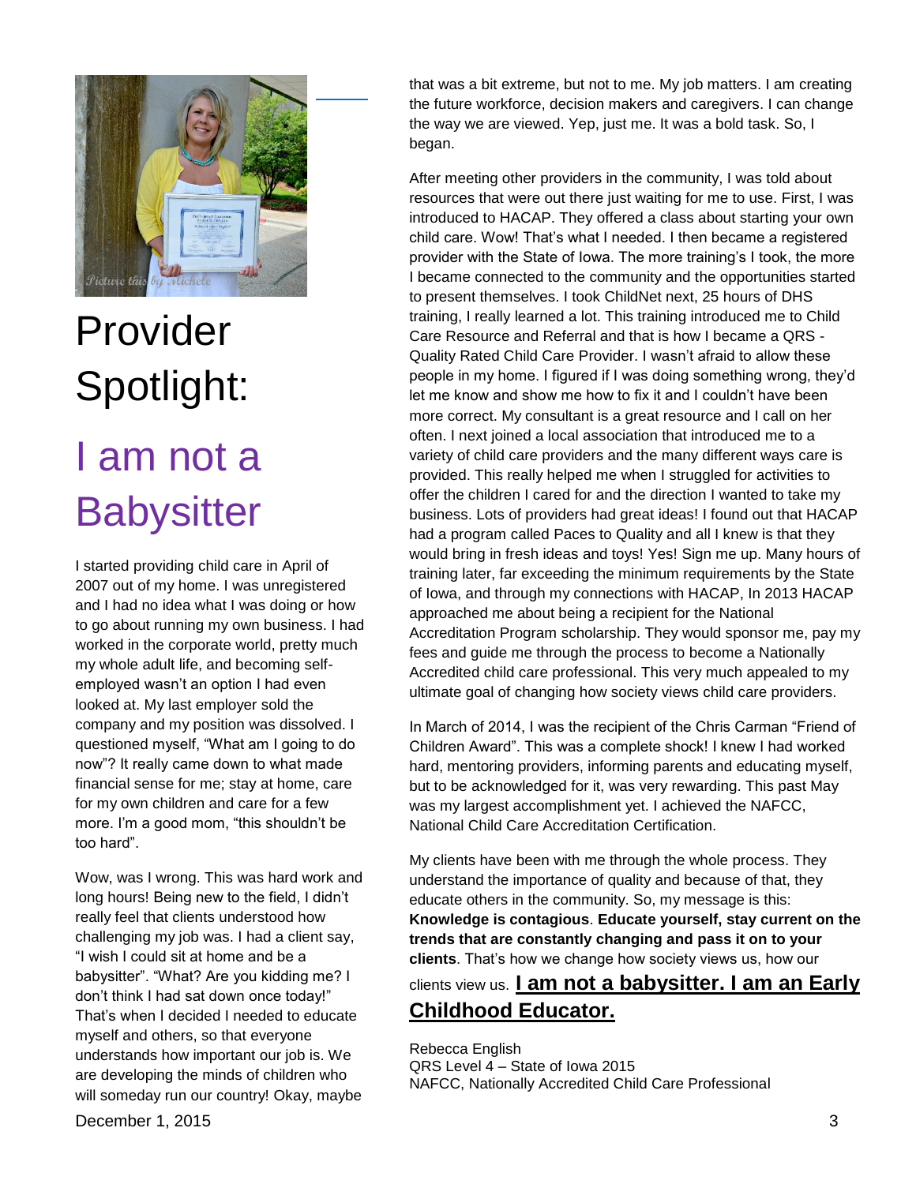# Provider Spotlight:

## I am not a Babysitter

I started providing child care in April of 2007 out of my home. I was unregistered and I had no idea what I was doing or how to go about running my own business. I had worked in the corporate world, pretty much my whole adult life, and becoming self-employed wasn't an option I had even looked at. My last employer sold the company and my position was dissolved. I questioned myself, "What am I going to do now"? It really came down to what made financial sense for me; stay at home, care for my own children and care for a few more. I'm a good mom, "this shouldn't be too hard".

Wow, was I wrong. This was hard work and long hours! Being new to the field, I didn't really feel that clients understood how challenging my job was. I had a client say, "I wish I could sit at home and be a babysitter". "What? Are you kidding me? I don't think I had sat down once today!" That's when I decided I needed to educate myself and others, so that everyone understands how important our job is. We are developing the minds of children who will someday run our country! Okay, maybe that was a bit extreme, but not to me. My job matters. I am creating the future workforce, decision makers and caregivers. I can change the way we are viewed. Yep, just me. It was a bold task. So, I began.

After meeting other providers in the community, I was told about resources that were out there just waiting for me to use. First, I was introduced to HACAP. They offered a class about starting your own child care. Wow! That's what I needed. I then became a registered provider with the State of Iowa. The more training's I took, the more I became connected to the community and the opportunities started to present themselves. I took ChildNet next, 25 hours of DHS training, I really learned a lot. This training introduced me to Child Care Resource and Referral and that is how I became a QRS - Quality Rated Child Care Provider. I wasn't afraid to allow these people in my home. I figured if I was doing something wrong, they'd let me know and show me how to fix it and I couldn't have been more correct. My consultant is a great resource and I call on her often. I next joined a local association that introduced me to a variety of child care providers and the many different ways care is provided. This really helped me when I struggled for activities to offer the children I cared for and the direction I wanted to take my business. Lots of providers had great ideas! I found out that HACAP had a program called Paces to Quality and all I knew is that they would bring in fresh ideas and toys! Yes! Sign me up. Many hours of training later, far exceeding the minimum requirements by the State of Iowa, and through my connections with HACAP, In 2013 HACAP approached me about being a recipient for the National Accreditation Program scholarship. They would sponsor me, pay my fees and guide me through the process to become a Nationally Accredited child care professional. This very much appealed to my ultimate goal of changing how society views child care providers.

In March of 2014, I was the recipient of the Chris Carman "Friend of Children Award". This was a complete shock! I knew I had worked hard, mentoring providers, informing parents and educating myself, but to be acknowledged for it, was very rewarding. This past May was my largest accomplishment yet. I achieved the NAFCC, National Child Care Accreditation Certification.

My clients have been with me through the whole process. They understand the importance of quality and because of that, they educate others in the community. So, my message is this: **Knowledge is contagious**. **Educate yourself, stay current on the trends that are constantly changing and pass it on to your clients**. That's how we change how society views us, how our clients view us. **I am not a babysitter. I am an Early Childhood Educator.**

Rebecca English
QRS Level 4 – State of Iowa 2015
NAFCC, Nationally Accredited Child Care Professional

December 1, 2015